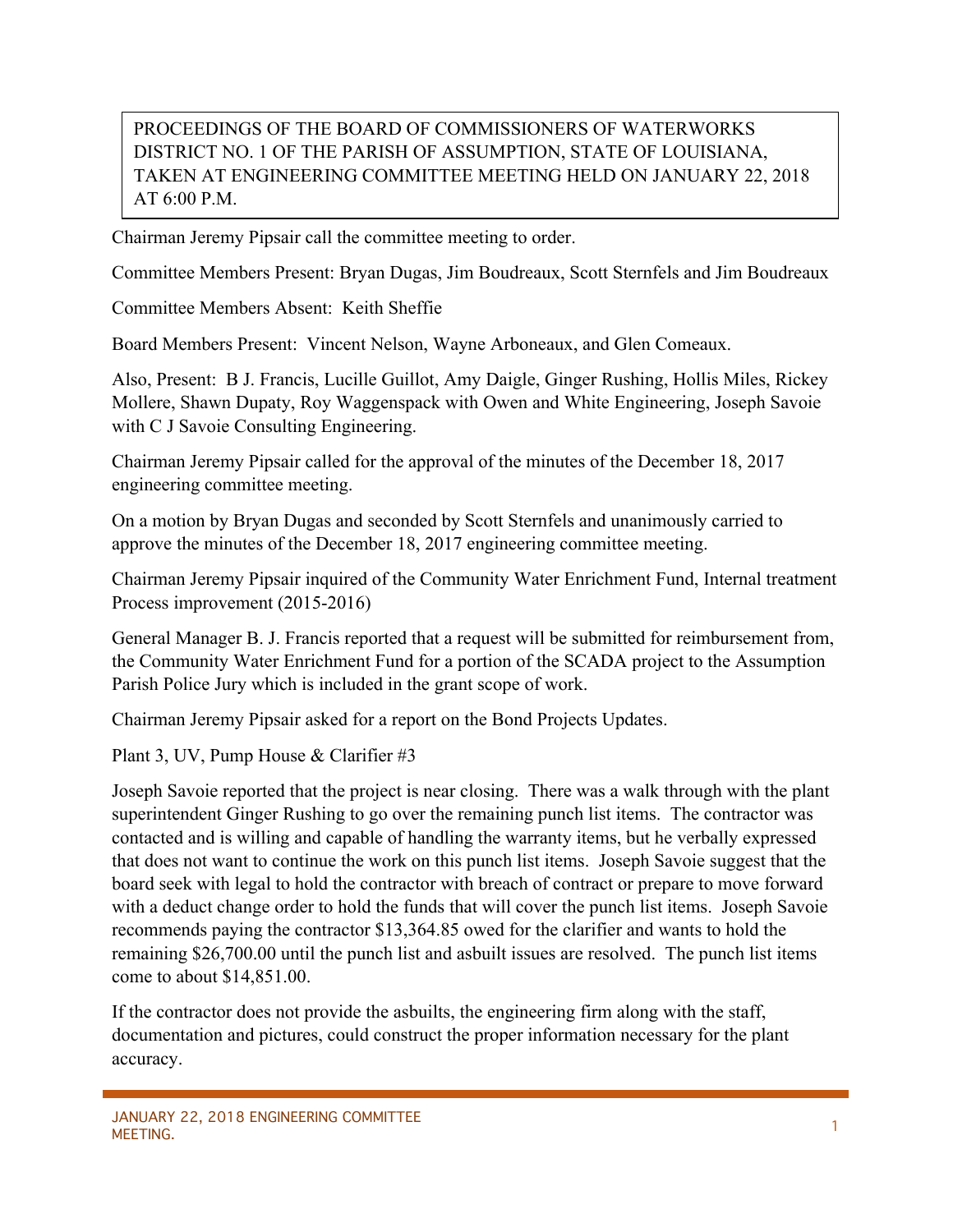PROCEEDINGS OF THE BOARD OF COMMISSIONERS OF WATERWORKS DISTRICT NO. 1 OF THE PARISH OF ASSUMPTION, STATE OF LOUISIANA, TAKEN AT ENGINEERING COMMITTEE MEETING HELD ON JANUARY 22, 2018 AT 6:00 P.M.

Chairman Jeremy Pipsair call the committee meeting to order.

Committee Members Present: Bryan Dugas, Jim Boudreaux, Scott Sternfels and Jim Boudreaux

Committee Members Absent: Keith Sheffie

Board Members Present: Vincent Nelson, Wayne Arboneaux, and Glen Comeaux.

Also, Present: B J. Francis, Lucille Guillot, Amy Daigle, Ginger Rushing, Hollis Miles, Rickey Mollere, Shawn Dupaty, Roy Waggenspack with Owen and White Engineering, Joseph Savoie with C J Savoie Consulting Engineering.

Chairman Jeremy Pipsair called for the approval of the minutes of the December 18, 2017 engineering committee meeting.

On a motion by Bryan Dugas and seconded by Scott Sternfels and unanimously carried to approve the minutes of the December 18, 2017 engineering committee meeting.

Chairman Jeremy Pipsair inquired of the Community Water Enrichment Fund, Internal treatment Process improvement (2015-2016)

General Manager B. J. Francis reported that a request will be submitted for reimbursement from, the Community Water Enrichment Fund for a portion of the SCADA project to the Assumption Parish Police Jury which is included in the grant scope of work.

Chairman Jeremy Pipsair asked for a report on the Bond Projects Updates.

Plant 3, UV, Pump House & Clarifier #3

Joseph Savoie reported that the project is near closing. There was a walk through with the plant superintendent Ginger Rushing to go over the remaining punch list items. The contractor was contacted and is willing and capable of handling the warranty items, but he verbally expressed that does not want to continue the work on this punch list items. Joseph Savoie suggest that the board seek with legal to hold the contractor with breach of contract or prepare to move forward with a deduct change order to hold the funds that will cover the punch list items. Joseph Savoie recommends paying the contractor $13,364.85 owed for the clarifier and wants to hold the remaining $26,700.00 until the punch list and asbuilt issues are resolved. The punch list items come to about $14,851.00.

If the contractor does not provide the asbuilts, the engineering firm along with the staff, documentation and pictures, could construct the proper information necessary for the plant accuracy.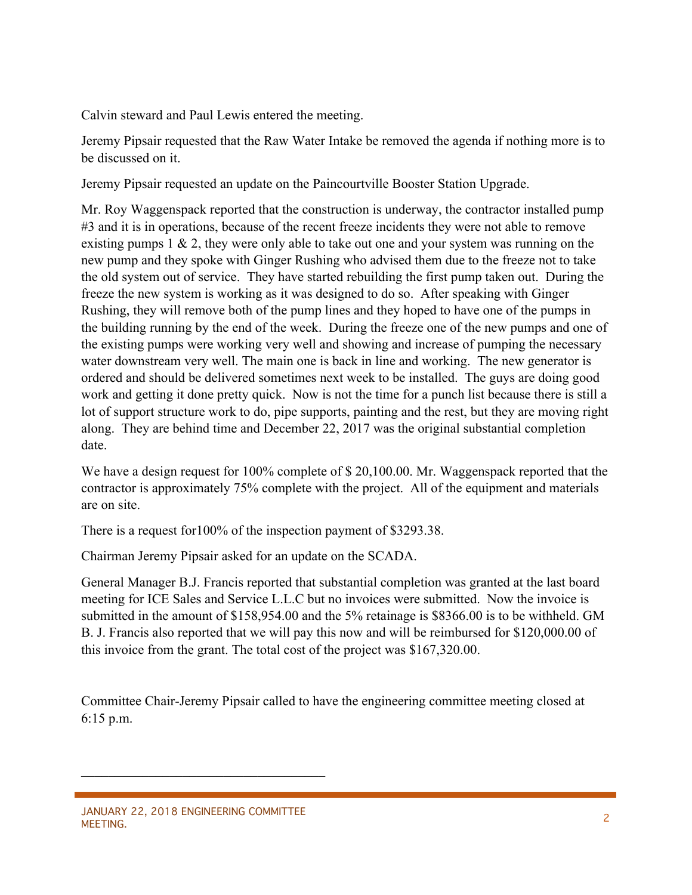Calvin steward and Paul Lewis entered the meeting.

Jeremy Pipsair requested that the Raw Water Intake be removed the agenda if nothing more is to be discussed on it.

Jeremy Pipsair requested an update on the Paincourtville Booster Station Upgrade.

Mr. Roy Waggenspack reported that the construction is underway, the contractor installed pump #3 and it is in operations, because of the recent freeze incidents they were not able to remove existing pumps 1 & 2, they were only able to take out one and your system was running on the new pump and they spoke with Ginger Rushing who advised them due to the freeze not to take the old system out of service. They have started rebuilding the first pump taken out. During the freeze the new system is working as it was designed to do so. After speaking with Ginger Rushing, they will remove both of the pump lines and they hoped to have one of the pumps in the building running by the end of the week. During the freeze one of the new pumps and one of the existing pumps were working very well and showing and increase of pumping the necessary water downstream very well. The main one is back in line and working. The new generator is ordered and should be delivered sometimes next week to be installed. The guys are doing good work and getting it done pretty quick. Now is not the time for a punch list because there is still a lot of support structure work to do, pipe supports, painting and the rest, but they are moving right along. They are behind time and December 22, 2017 was the original substantial completion date.

We have a design request for 100% complete of $ 20,100.00. Mr. Waggenspack reported that the contractor is approximately 75% complete with the project. All of the equipment and materials are on site.

There is a request for100% of the inspection payment of $3293.38.

Chairman Jeremy Pipsair asked for an update on the SCADA.

General Manager B.J. Francis reported that substantial completion was granted at the last board meeting for ICE Sales and Service L.L.C but no invoices were submitted. Now the invoice is submitted in the amount of $158,954.00 and the 5% retainage is $8366.00 is to be withheld. GM B. J. Francis also reported that we will pay this now and will be reimbursed for $120,000.00 of this invoice from the grant. The total cost of the project was $167,320.00.

Committee Chair-Jeremy Pipsair called to have the engineering committee meeting closed at 6:15 p.m.

\_\_\_\_\_\_\_\_\_\_\_\_\_\_\_\_\_\_\_\_\_\_\_\_\_\_\_\_\_\_\_\_\_\_\_\_\_\_\_\_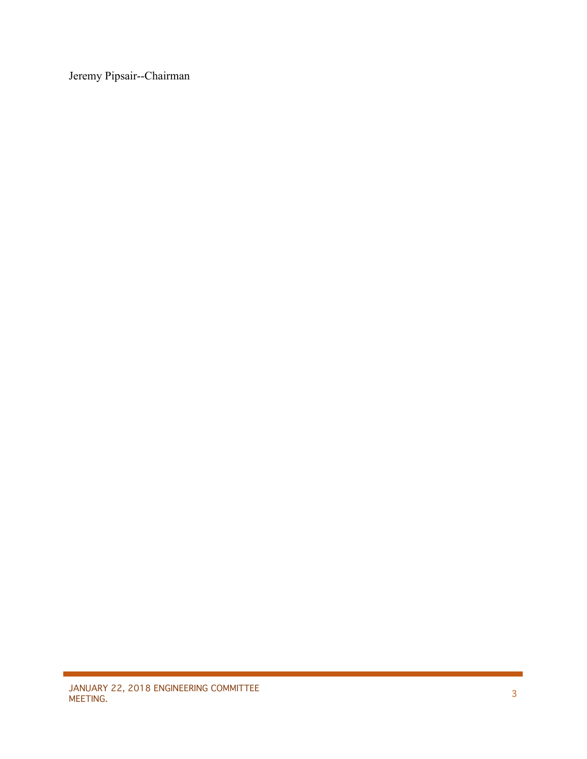Jeremy Pipsair--Chairman